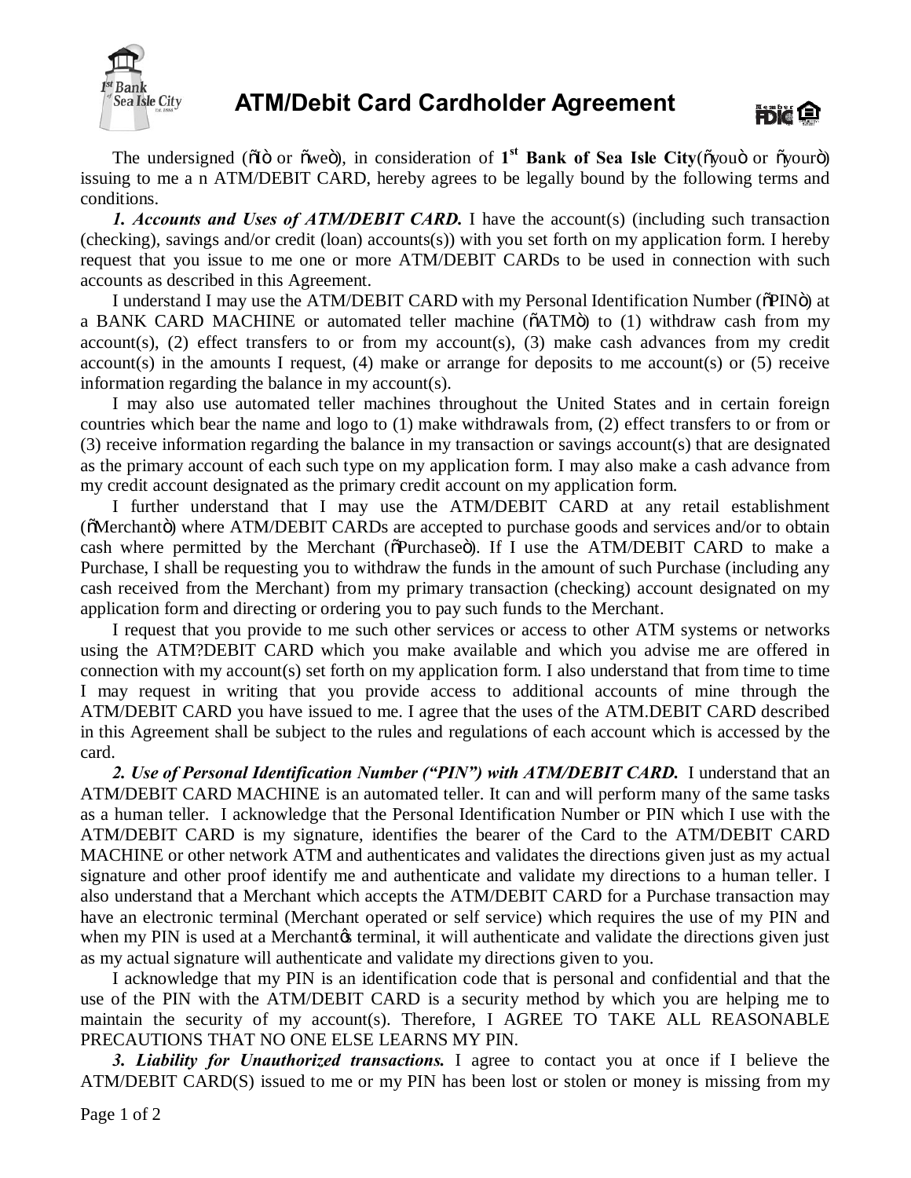# ATM/Debit Card Cardholder Agreement

The undersigned (õIò or õweò), in consideration of **1st Bank of Sea Isle City**(õyouò or õyourò) issuing to me a n ATM/DEBIT CARD, hereby agrees to be legally bound by the following terms and conditions.

***1. Accounts and Uses of ATM/DEBIT CARD.*** I have the account(s) (including such transaction (checking), savings and/or credit (loan) accounts(s)) with you set forth on my application form. I hereby request that you issue to me one or more ATM/DEBIT CARDs to be used in connection with such accounts as described in this Agreement.

I understand I may use the ATM/DEBIT CARD with my Personal Identification Number (õPINò) at a BANK CARD MACHINE or automated teller machine (õATMò) to (1) withdraw cash from my account(s), (2) effect transfers to or from my account(s), (3) make cash advances from my credit account(s) in the amounts I request, (4) make or arrange for deposits to me account(s) or (5) receive information regarding the balance in my account(s).

I may also use automated teller machines throughout the United States and in certain foreign countries which bear the name and logo to (1) make withdrawals from, (2) effect transfers to or from or (3) receive information regarding the balance in my transaction or savings account(s) that are designated as the primary account of each such type on my application form. I may also make a cash advance from my credit account designated as the primary credit account on my application form.

I further understand that I may use the ATM/DEBIT CARD at any retail establishment (õMerchantò) where ATM/DEBIT CARDs are accepted to purchase goods and services and/or to obtain cash where permitted by the Merchant (õPurchaseò). If I use the ATM/DEBIT CARD to make a Purchase, I shall be requesting you to withdraw the funds in the amount of such Purchase (including any cash received from the Merchant) from my primary transaction (checking) account designated on my application form and directing or ordering you to pay such funds to the Merchant.

I request that you provide to me such other services or access to other ATM systems or networks using the ATM?DEBIT CARD which you make available and which you advise me are offered in connection with my account(s) set forth on my application form. I also understand that from time to time I may request in writing that you provide access to additional accounts of mine through the ATM/DEBIT CARD you have issued to me. I agree that the uses of the ATM.DEBIT CARD described in this Agreement shall be subject to the rules and regulations of each account which is accessed by the card.

***2. Use of Personal Identification Number ("PIN") with ATM/DEBIT CARD.*** I understand that an ATM/DEBIT CARD MACHINE is an automated teller. It can and will perform many of the same tasks as a human teller. I acknowledge that the Personal Identification Number or PIN which I use with the ATM/DEBIT CARD is my signature, identifies the bearer of the Card to the ATM/DEBIT CARD MACHINE or other network ATM and authenticates and validates the directions given just as my actual signature and other proof identify me and authenticate and validate my directions to a human teller. I also understand that a Merchant which accepts the ATM/DEBIT CARD for a Purchase transaction may have an electronic terminal (Merchant operated or self service) which requires the use of my PIN and when my PIN is used at a Merchantφs terminal, it will authenticate and validate the directions given just as my actual signature will authenticate and validate my directions given to you.

I acknowledge that my PIN is an identification code that is personal and confidential and that the use of the PIN with the ATM/DEBIT CARD is a security method by which you are helping me to maintain the security of my account(s). Therefore, I AGREE TO TAKE ALL REASONABLE PRECAUTIONS THAT NO ONE ELSE LEARNS MY PIN.

***3. Liability for Unauthorized transactions.*** I agree to contact you at once if I believe the ATM/DEBIT CARD(S) issued to me or my PIN has been lost or stolen or money is missing from my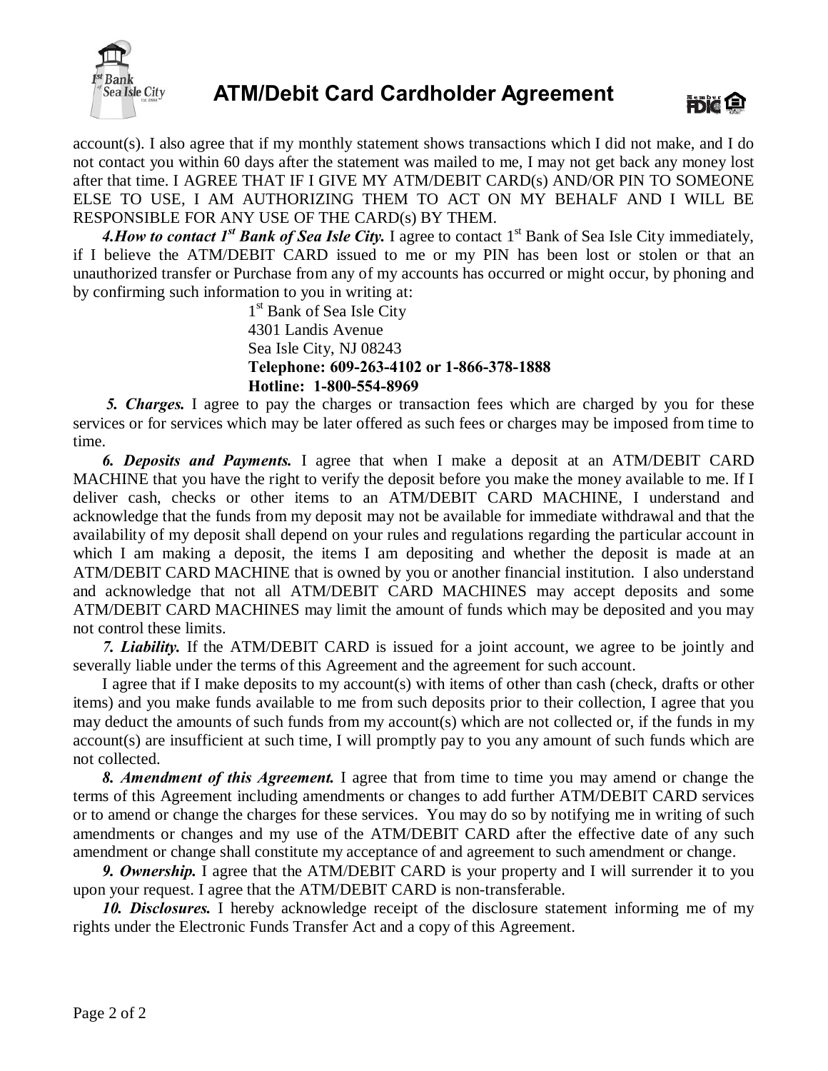account(s). I also agree that if my monthly statement shows transactions which I did not make, and I do not contact you within 60 days after the statement was mailed to me, I may not get back any money lost after that time. I AGREE THAT IF I GIVE MY ATM/DEBIT CARD(s) AND/OR PIN TO SOMEONE ELSE TO USE, I AM AUTHORIZING THEM TO ACT ON MY BEHALF AND I WILL BE RESPONSIBLE FOR ANY USE OF THE CARD(s) BY THEM.

***4. How to contact 1st Bank of Sea Isle City.*** I agree to contact 1st Bank of Sea Isle City immediately, if I believe the ATM/DEBIT CARD issued to me or my PIN has been lost or stolen or that an unauthorized transfer or Purchase from any of my accounts has occurred or might occur, by phoning and by confirming such information to you in writing at:

1st Bank of Sea Isle City
4301 Landis Avenue
Sea Isle City, NJ 08243
**Telephone: 609-263-4102 or 1-866-378-1888**
**Hotline: 1-800-554-8969**

***5. Charges.*** I agree to pay the charges or transaction fees which are charged by you for these services or for services which may be later offered as such fees or charges may be imposed from time to time.

***6. Deposits and Payments.*** I agree that when I make a deposit at an ATM/DEBIT CARD MACHINE that you have the right to verify the deposit before you make the money available to me. If I deliver cash, checks or other items to an ATM/DEBIT CARD MACHINE, I understand and acknowledge that the funds from my deposit may not be available for immediate withdrawal and that the availability of my deposit shall depend on your rules and regulations regarding the particular account in which I am making a deposit, the items I am depositing and whether the deposit is made at an ATM/DEBIT CARD MACHINE that is owned by you or another financial institution. I also understand and acknowledge that not all ATM/DEBIT CARD MACHINES may accept deposits and some ATM/DEBIT CARD MACHINES may limit the amount of funds which may be deposited and you may not control these limits.

***7. Liability.*** If the ATM/DEBIT CARD is issued for a joint account, we agree to be jointly and severally liable under the terms of this Agreement and the agreement for such account.

I agree that if I make deposits to my account(s) with items of other than cash (check, drafts or other items) and you make funds available to me from such deposits prior to their collection, I agree that you may deduct the amounts of such funds from my account(s) which are not collected or, if the funds in my account(s) are insufficient at such time, I will promptly pay to you any amount of such funds which are not collected.

***8. Amendment of this Agreement.*** I agree that from time to time you may amend or change the terms of this Agreement including amendments or changes to add further ATM/DEBIT CARD services or to amend or change the charges for these services. You may do so by notifying me in writing of such amendments or changes and my use of the ATM/DEBIT CARD after the effective date of any such amendment or change shall constitute my acceptance of and agreement to such amendment or change.

***9. Ownership.*** I agree that the ATM/DEBIT CARD is your property and I will surrender it to you upon your request. I agree that the ATM/DEBIT CARD is non-transferable.

***10. Disclosures.*** I hereby acknowledge receipt of the disclosure statement informing me of my rights under the Electronic Funds Transfer Act and a copy of this Agreement.